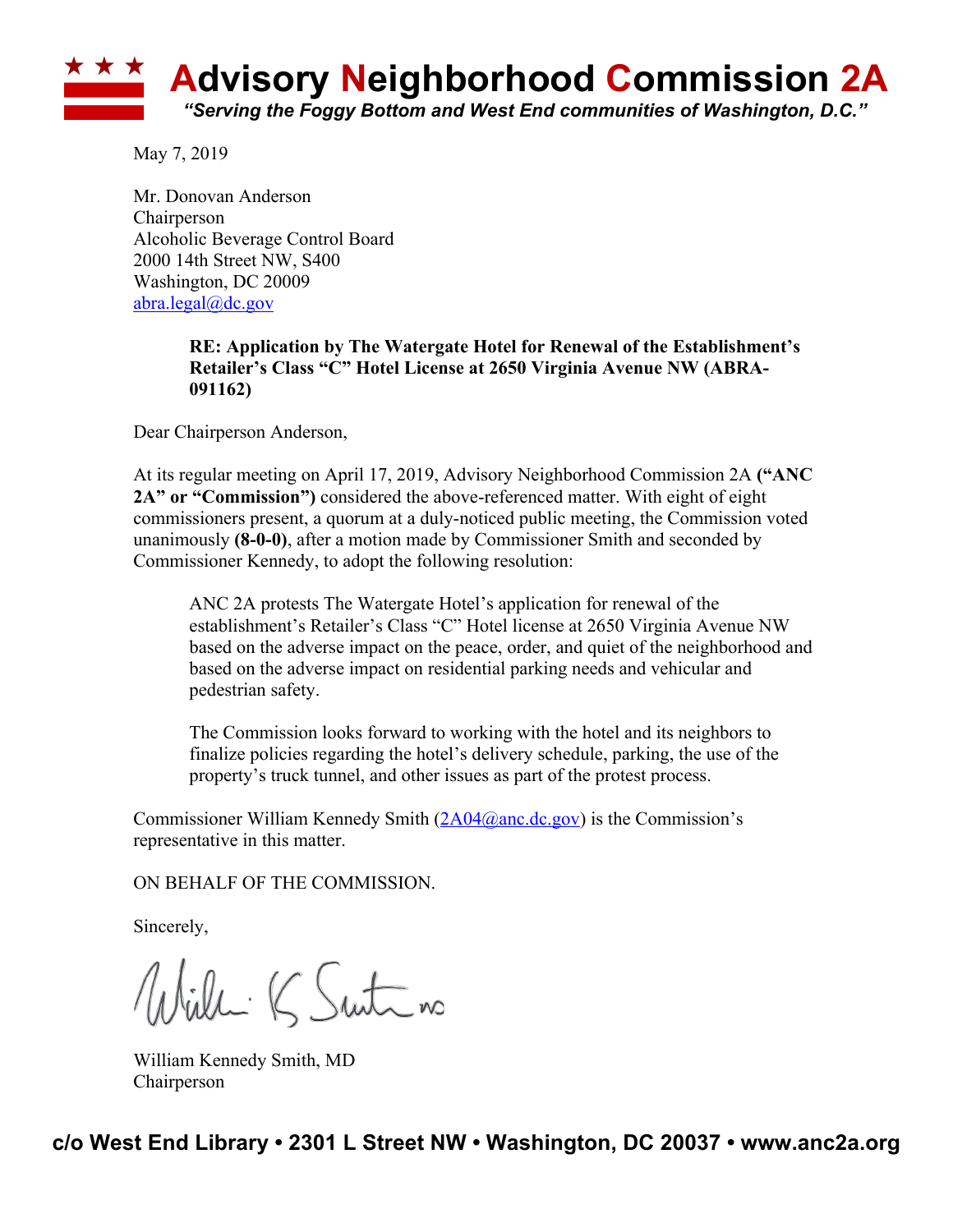# Advisory Neighborhood Commission 2A

*"Serving the Foggy Bottom and West End communities of Washington, D.C."*

May 7, 2019

Mr. Donovan Anderson
Chairperson
Alcoholic Beverage Control Board
2000 14th Street NW, S400
Washington, DC 20009
abra.legal@dc.gov

> **RE: Application by The Watergate Hotel for Renewal of the Establishment's Retailer's Class "C" Hotel License at 2650 Virginia Avenue NW (ABRA-091162)**

Dear Chairperson Anderson,

At its regular meeting on April 17, 2019, Advisory Neighborhood Commission 2A **("ANC 2A" or "Commission")** considered the above-referenced matter. With eight of eight commissioners present, a quorum at a duly-noticed public meeting, the Commission voted unanimously **(8-0-0)**, after a motion made by Commissioner Smith and seconded by Commissioner Kennedy, to adopt the following resolution:

> ANC 2A protests The Watergate Hotel's application for renewal of the establishment's Retailer's Class "C" Hotel license at 2650 Virginia Avenue NW based on the adverse impact on the peace, order, and quiet of the neighborhood and based on the adverse impact on residential parking needs and vehicular and pedestrian safety.
>
> The Commission looks forward to working with the hotel and its neighbors to finalize policies regarding the hotel's delivery schedule, parking, the use of the property's truck tunnel, and other issues as part of the protest process.

Commissioner William Kennedy Smith (2A04@anc.dc.gov) is the Commission's representative in this matter.

ON BEHALF OF THE COMMISSION.

Sincerely,

William Kennedy Smith, MD
Chairperson

**c/o West End Library • 2301 L Street NW • Washington, DC 20037 • www.anc2a.org**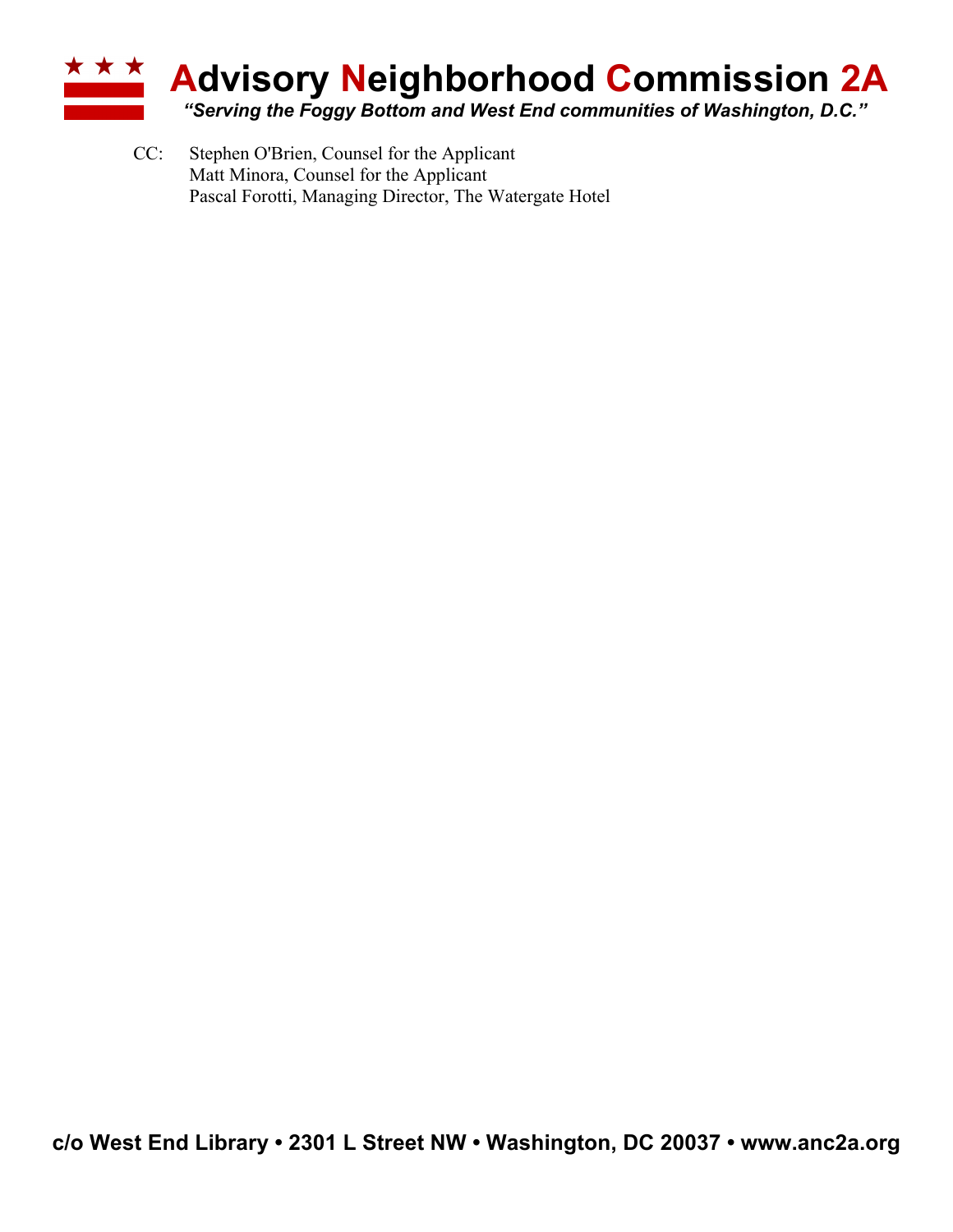CC: Stephen O'Brien, Counsel for the Applicant
Matt Minora, Counsel for the Applicant
Pascal Forotti, Managing Director, The Watergate Hotel